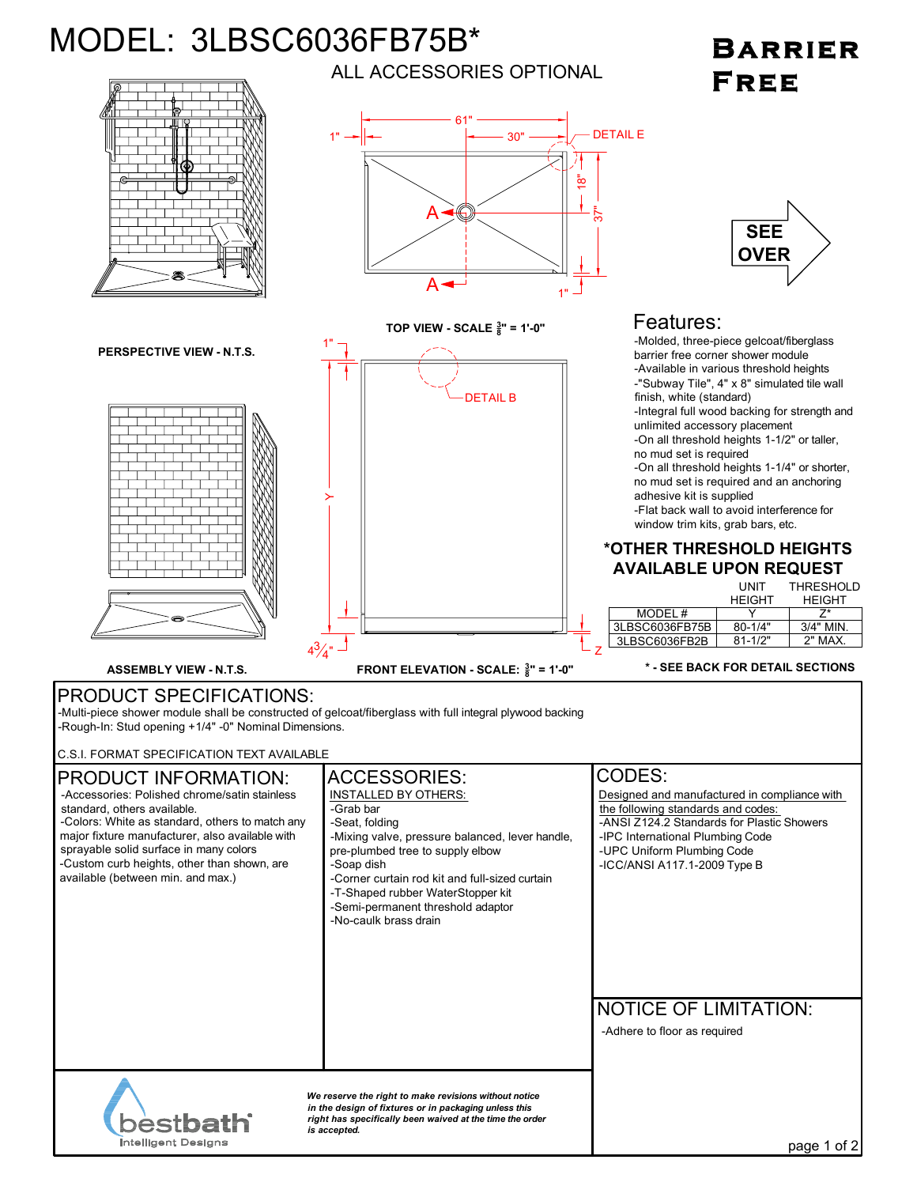# MODEL: 3LBSC6036FB75B*

**Barrier Free**

ALL ACCESSORIES OPTIONAL

61"
1"
30"
DETAIL E
18"
37"
A
A
1"

**PERSPECTIVE VIEW - N.T.S.**

**TOP VIEW - SCALE $\frac{3}{8}$" = 1'-0"**

SEE OVER

1"
DETAIL B
Y
$4\frac{3}{4}$"
Z

**ASSEMBLY VIEW - N.T.S.**

**FRONT ELEVATION - SCALE: $\frac{3}{8}$" = 1'-0"**

## Features:

- -Molded, three-piece gelcoat/fiberglass barrier free corner shower module
- -Available in various threshold heights
- -"Subway Tile", 4" x 8" simulated tile wall finish, white (standard)
- -Integral full wood backing for strength and unlimited accessory placement
- -On all threshold heights 1-1/2" or taller, no mud set is required
- -On all threshold heights 1-1/4" or shorter, no mud set is required and an anchoring adhesive kit is supplied
- -Flat back wall to avoid interference for window trim kits, grab bars, etc.

**\*OTHER THRESHOLD HEIGHTS AVAILABLE UPON REQUEST**

| | UNIT HEIGHT | THRESHOLD HEIGHT |
|---|---|---|
| MODEL # | Y | Z* |
| 3LBSC6036FB75B | 80-1/4" | 3/4" MIN. |
| 3LBSC6036FB2B | 81-1/2" | 2" MAX. |

**\* - SEE BACK FOR DETAIL SECTIONS**

## PRODUCT SPECIFICATIONS:

-Multi-piece shower module shall be constructed of gelcoat/fiberglass with full integral plywood backing
-Rough-In: Stud opening +1/4" -0" Nominal Dimensions.

C.S.I. FORMAT SPECIFICATION TEXT AVAILABLE

## PRODUCT INFORMATION:

- -Accessories: Polished chrome/satin stainless standard, others available.
- -Colors: White as standard, others to match any major fixture manufacturer, also available with sprayable solid surface in many colors
- -Custom curb heights, other than shown, are available (between min. and max.)

## ACCESSORIES:

INSTALLED BY OTHERS:

- -Grab bar
- -Seat, folding
- -Mixing valve, pressure balanced, lever handle, pre-plumbed tree to supply elbow
- -Soap dish
- -Corner curtain rod kit and full-sized curtain
- -T-Shaped rubber WaterStopper kit
- -Semi-permanent threshold adaptor
- -No-caulk brass drain

## CODES:

Designed and manufactured in compliance with the following standards and codes:

- -ANSI Z124.2 Standards for Plastic Showers
- -IPC International Plumbing Code
- -UPC Uniform Plumbing Code
- -ICC/ANSI A117.1-2009 Type B

## NOTICE OF LIMITATION:

-Adhere to floor as required

bestbath Intelligent Designs

*We reserve the right to make revisions without notice in the design of fixtures or in packaging unless this right has specifically been waived at the time the order is accepted.*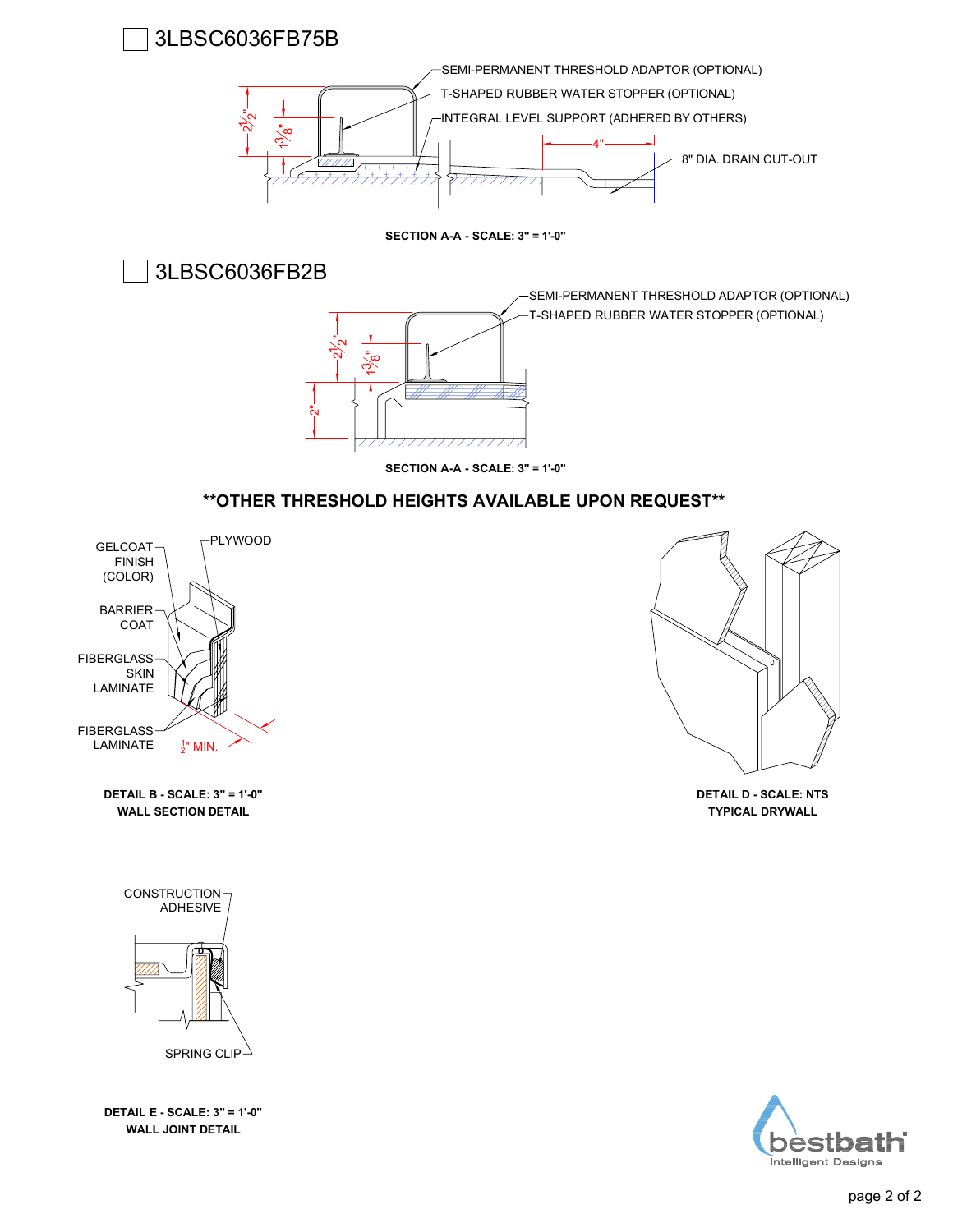☐ 3LBSC6036FB75B

SEMI-PERMANENT THRESHOLD ADAPTOR (OPTIONAL)
T-SHAPED RUBBER WATER STOPPER (OPTIONAL)
INTEGRAL LEVEL SUPPORT (ADHERED BY OTHERS)
8" DIA. DRAIN CUT-OUT
$2\frac{1}{2}$"
$1\frac{3}{8}$"
4"

**SECTION A-A - SCALE: 3" = 1'-0"**

☐ 3LBSC6036FB2B

SEMI-PERMANENT THRESHOLD ADAPTOR (OPTIONAL)
T-SHAPED RUBBER WATER STOPPER (OPTIONAL)
$2\frac{1}{2}$"
$1\frac{3}{8}$"
2"

**SECTION A-A - SCALE: 3" = 1'-0"**

## **OTHER THRESHOLD HEIGHTS AVAILABLE UPON REQUEST**

GELCOAT FINISH (COLOR)
PLYWOOD
BARRIER COAT
FIBERGLASS SKIN LAMINATE
FIBERGLASS LAMINATE
$\frac{1}{2}$" MIN.

**DETAIL B - SCALE: 3" = 1'-0"**
**WALL SECTION DETAIL**

**DETAIL D - SCALE: NTS**
**TYPICAL DRYWALL**

CONSTRUCTION ADHESIVE
SPRING CLIP

**DETAIL E - SCALE: 3" = 1'-0"**
**WALL JOINT DETAIL**

bestbath
Intelligent Designs